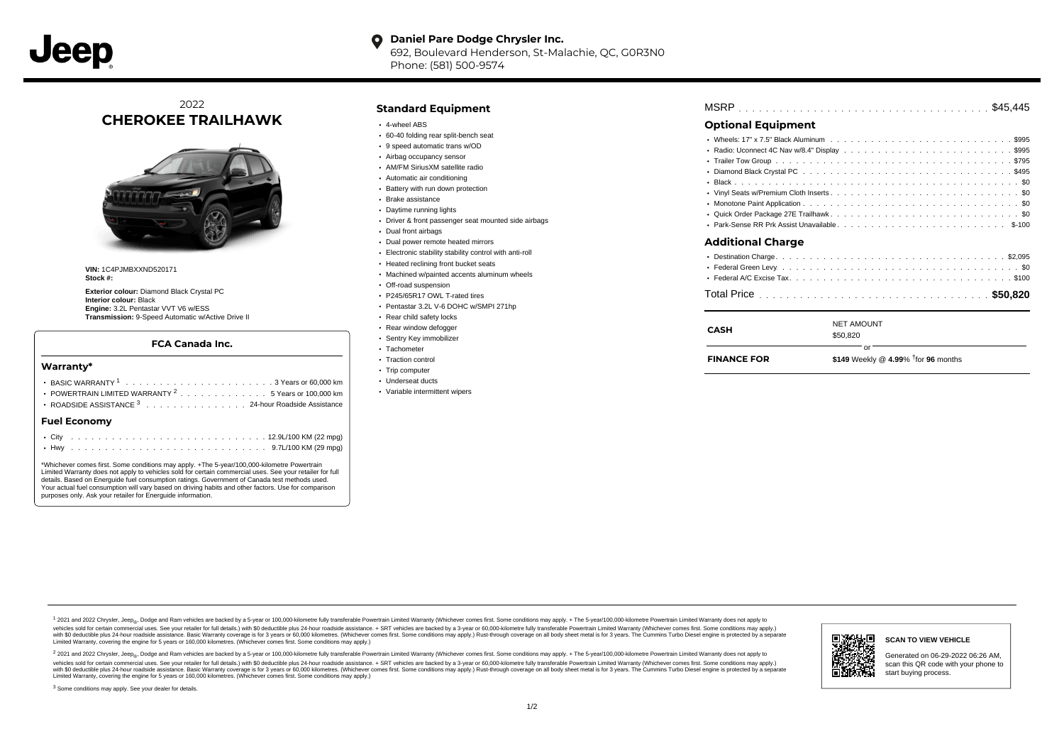**Daniel Pare Dodge Chrysler Inc.**
692, Boulevard Henderson, St-Malachie, QC, G0R3N0
Phone: (581) 500-9574

## 2022 CHEROKEE TRAILHAWK

**VIN:** 1C4PJMBXXND520171
**Stock #:**

**Exterior colour:** Diamond Black Crystal PC
**Interior colour:** Black
**Engine:** 3.2L Pentastar VVT V6 w/ESS
**Transmission:** 9-Speed Automatic w/Active Drive II

### FCA Canada Inc.

#### Warranty*

- BASIC WARRANTY [1] . . . . . 3 Years or 60,000 km
- POWERTRAIN LIMITED WARRANTY [2] . . . . . 5 Years or 100,000 km
- ROADSIDE ASSISTANCE [3] . . . . . 24-hour Roadside Assistance

#### Fuel Economy

- City . . . . . 12.9L/100 KM (22 mpg)
- Hwy . . . . . 9.7L/100 KM (29 mpg)

*Whichever comes first. Some conditions may apply. +The 5-year/100,000-kilometre Powertrain Limited Warranty does not apply to vehicles sold for certain commercial uses. See your retailer for full details. Based on Energuide fuel consumption ratings. Government of Canada test methods used. Your actual fuel consumption will vary based on driving habits and other factors. Use for comparison purposes only. Ask your retailer for Energuide information.

### Standard Equipment

- 4-wheel ABS
- 60-40 folding rear split-bench seat
- 9 speed automatic trans w/OD
- Airbag occupancy sensor
- AM/FM SiriusXM satellite radio
- Automatic air conditioning
- Battery with run down protection
- Brake assistance
- Daytime running lights
- Driver & front passenger seat mounted side airbags
- Dual front airbags
- Dual power remote heated mirrors
- Electronic stability stability control with anti-roll
- Heated reclining front bucket seats
- Machined w/painted accents aluminum wheels
- Off-road suspension
- P245/65R17 OWL T-rated tires
- Pentastar 3.2L V-6 DOHC w/SMPI 271hp
- Rear child safety locks
- Rear window defogger
- Sentry Key immobilizer
- Tachometer
- Traction control
- Trip computer
- Underseat ducts
- Variable intermittent wipers

MSRP . . . . . $45,445

### Optional Equipment

- Wheels: 17" x 7.5" Black Aluminum . . . . . $995
- Radio: Uconnect 4C Nav w/8.4" Display . . . . . $995
- Trailer Tow Group . . . . . $795
- Diamond Black Crystal PC . . . . . $495
- Black . . . . . $0
- Vinyl Seats w/Premium Cloth Inserts . . . . . $0
- Monotone Paint Application . . . . . $0
- Quick Order Package 27E Trailhawk . . . . . $0
- Park-Sense RR Prk Assist Unavailable . . . . . $-100

### Additional Charge

- Destination Charge . . . . . $2,095
- Federal Green Levy . . . . . $0
- Federal A/C Excise Tax . . . . . $100

Total Price . . . . . **$50,820**

| | |
|---|---|
| **CASH** | NET AMOUNT $50,820 |
| | or |
| **FINANCE FOR** | **$149** Weekly @ **4.99**% †for **96** months |

[1] 2021 and 2022 Chrysler, Jeep®, Dodge and Ram vehicles are backed by a 5-year or 100,000-kilometre fully transferable Powertrain Limited Warranty (Whichever comes first. Some conditions may apply. + The 5-year/100,000-kilometre Powertrain Limited Warranty does not apply to vehicles sold for certain commercial uses. See your retailer for full details.) with $0 deductible plus 24-hour roadside assistance. + SRT vehicles are backed by a 3-year or 60,000-kilometre fully transferable Powertrain Limited Warranty (Whichever comes first. Some conditions may apply.) with $0 deductible plus 24-hour roadside assistance. Basic Warranty coverage is for 3 years or 60,000 kilometres. (Whichever comes first. Some conditions may apply.) Rust-through coverage on all body sheet metal is for 3 years. The Cummins Turbo Diesel engine is protected by a separate Limited Warranty, covering the engine for 5 years or 160,000 kilometres. (Whichever comes first. Some conditions may apply.)

[2] 2021 and 2022 Chrysler, Jeep®, Dodge and Ram vehicles are backed by a 5-year or 100,000-kilometre fully transferable Powertrain Limited Warranty (Whichever comes first. Some conditions may apply. + The 5-year/100,000-kilometre Powertrain Limited Warranty does not apply to vehicles sold for certain commercial uses. See your retailer for full details.) with $0 deductible plus 24-hour roadside assistance. + SRT vehicles are backed by a 3-year or 60,000-kilometre fully transferable Powertrain Limited Warranty (Whichever comes first. Some conditions may apply.) with $0 deductible plus 24-hour roadside assistance. Basic Warranty coverage is for 3 years or 60,000 kilometres. (Whichever comes first. Some conditions may apply.) Rust-through coverage on all body sheet metal is for 3 years. The Cummins Turbo Diesel engine is protected by a separate Limited Warranty, covering the engine for 5 years or 160,000 kilometres. (Whichever comes first. Some conditions may apply.)

[3] Some conditions may apply. See your dealer for details.

**SCAN TO VIEW VEHICLE**

Generated on 06-29-2022 06:26 AM, scan this QR code with your phone to start buying process.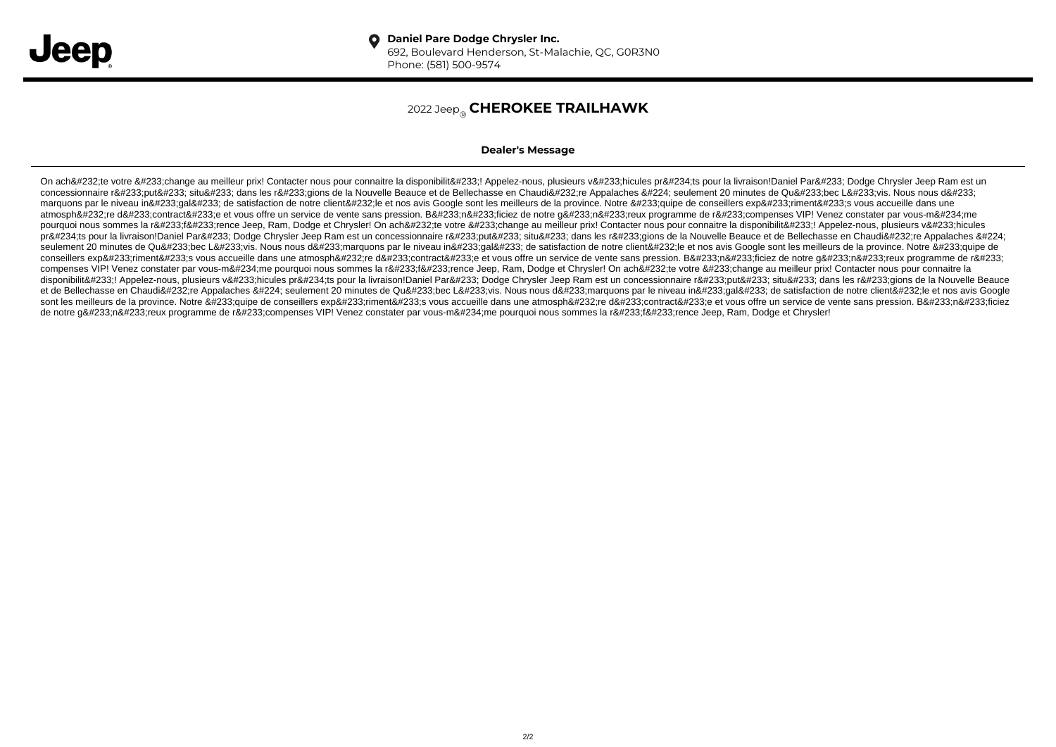**Daniel Pare Dodge Chrysler Inc.**
692, Boulevard Henderson, St-Malachie, QC, G0R3N0
Phone: (581) 500-9574

# 2022 Jeep® **CHEROKEE TRAILHAWK**

### Dealer's Message

On ach&#232;te votre &#233;change au meilleur prix! Contacter nous pour connaitre la disponibilit&#233;! Appelez-nous, plusieurs v&#233;hicules pr&#234;ts pour la livraison!Daniel Par&#233; Dodge Chrysler Jeep Ram est un concessionnaire r&#233;put&#233; situ&#233; dans les r&#233;gions de la Nouvelle Beauce et de Bellechasse en Chaudi&#232;re Appalaches &#224; seulement 20 minutes de Qu&#233;bec L&#233;vis. Nous nous d&#233;marquons par le niveau in&#233;gal&#233; de satisfaction de notre client&#232;le et nos avis Google sont les meilleurs de la province. Notre &#233;quipe de conseillers exp&#233;riment&#233;s vous accueille dans une atmosph&#232;re d&#233;contract&#233;e et vous offre un service de vente sans pression. B&#233;n&#233;ficiez de notre g&#233;n&#233;reux programme de r&#233;compenses VIP! Venez constater par vous-m&#234;me pourquoi nous sommes la r&#233;f&#233;rence Jeep, Ram, Dodge et Chrysler! On ach&#232;te votre &#233;change au meilleur prix! Contacter nous pour connaitre la disponibilit&#233;! Appelez-nous, plusieurs v&#233;hicules pr&#234;ts pour la livraison!Daniel Par&#233; Dodge Chrysler Jeep Ram est un concessionnaire r&#233;put&#233; situ&#233; dans les r&#233;gions de la Nouvelle Beauce et de Bellechasse en Chaudi&#232;re Appalaches &#224; seulement 20 minutes de Qu&#233;bec L&#233;vis. Nous nous d&#233;marquons par le niveau in&#233;gal&#233; de satisfaction de notre client&#232;le et nos avis Google sont les meilleurs de la province. Notre &#233;quipe de conseillers exp&#233;riment&#233;s vous accueille dans une atmosph&#232;re d&#233;contract&#233;e et vous offre un service de vente sans pression. B&#233;n&#233;ficiez de notre g&#233;n&#233;reux programme de r&#233;compenses VIP! Venez constater par vous-m&#234;me pourquoi nous sommes la r&#233;f&#233;rence Jeep, Ram, Dodge et Chrysler! On ach&#232;te votre &#233;change au meilleur prix! Contacter nous pour connaitre la disponibilit&#233;! Appelez-nous, plusieurs v&#233;hicules pr&#234;ts pour la livraison!Daniel Par&#233; Dodge Chrysler Jeep Ram est un concessionnaire r&#233;put&#233; situ&#233; dans les r&#233;gions de la Nouvelle Beauce et de Bellechasse en Chaudi&#232;re Appalaches &#224; seulement 20 minutes de Qu&#233;bec L&#233;vis. Nous nous d&#233;marquons par le niveau in&#233;gal&#233; de satisfaction de notre client&#232;le et nos avis Google sont les meilleurs de la province. Notre &#233;quipe de conseillers exp&#233;riment&#233;s vous accueille dans une atmosph&#232;re d&#233;contract&#233;e et vous offre un service de vente sans pression. B&#233;n&#233;ficiez de notre g&#233;n&#233;reux programme de r&#233;compenses VIP! Venez constater par vous-m&#234;me pourquoi nous sommes la r&#233;f&#233;rence Jeep, Ram, Dodge et Chrysler!